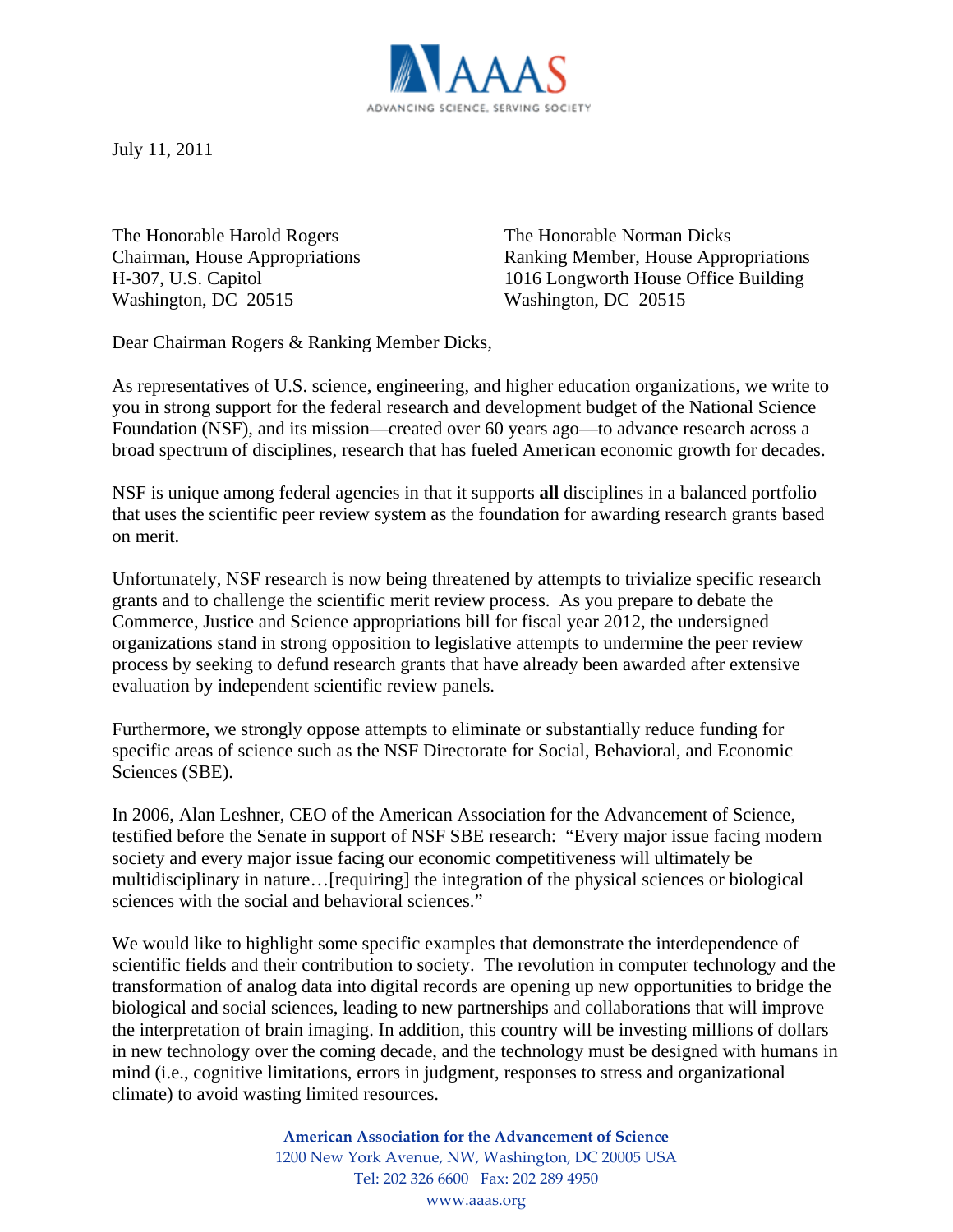AAAS

ADVANCING SCIENCE, SERVING SOCIETY

July 11, 2011

The Honorable Harold Rogers
Chairman, House Appropriations
H-307, U.S. Capitol
Washington, DC 20515

The Honorable Norman Dicks
Ranking Member, House Appropriations
1016 Longworth House Office Building
Washington, DC 20515

Dear Chairman Rogers & Ranking Member Dicks,

As representatives of U.S. science, engineering, and higher education organizations, we write to you in strong support for the federal research and development budget of the National Science Foundation (NSF), and its mission—created over 60 years ago—to advance research across a broad spectrum of disciplines, research that has fueled American economic growth for decades.

NSF is unique among federal agencies in that it supports **all** disciplines in a balanced portfolio that uses the scientific peer review system as the foundation for awarding research grants based on merit.

Unfortunately, NSF research is now being threatened by attempts to trivialize specific research grants and to challenge the scientific merit review process. As you prepare to debate the Commerce, Justice and Science appropriations bill for fiscal year 2012, the undersigned organizations stand in strong opposition to legislative attempts to undermine the peer review process by seeking to defund research grants that have already been awarded after extensive evaluation by independent scientific review panels.

Furthermore, we strongly oppose attempts to eliminate or substantially reduce funding for specific areas of science such as the NSF Directorate for Social, Behavioral, and Economic Sciences (SBE).

In 2006, Alan Leshner, CEO of the American Association for the Advancement of Science, testified before the Senate in support of NSF SBE research: "Every major issue facing modern society and every major issue facing our economic competitiveness will ultimately be multidisciplinary in nature…[requiring] the integration of the physical sciences or biological sciences with the social and behavioral sciences."

We would like to highlight some specific examples that demonstrate the interdependence of scientific fields and their contribution to society. The revolution in computer technology and the transformation of analog data into digital records are opening up new opportunities to bridge the biological and social sciences, leading to new partnerships and collaborations that will improve the interpretation of brain imaging. In addition, this country will be investing millions of dollars in new technology over the coming decade, and the technology must be designed with humans in mind (i.e., cognitive limitations, errors in judgment, responses to stress and organizational climate) to avoid wasting limited resources.

**American Association for the Advancement of Science**
1200 New York Avenue, NW, Washington, DC 20005 USA
Tel: 202 326 6600 Fax: 202 289 4950
www.aaas.org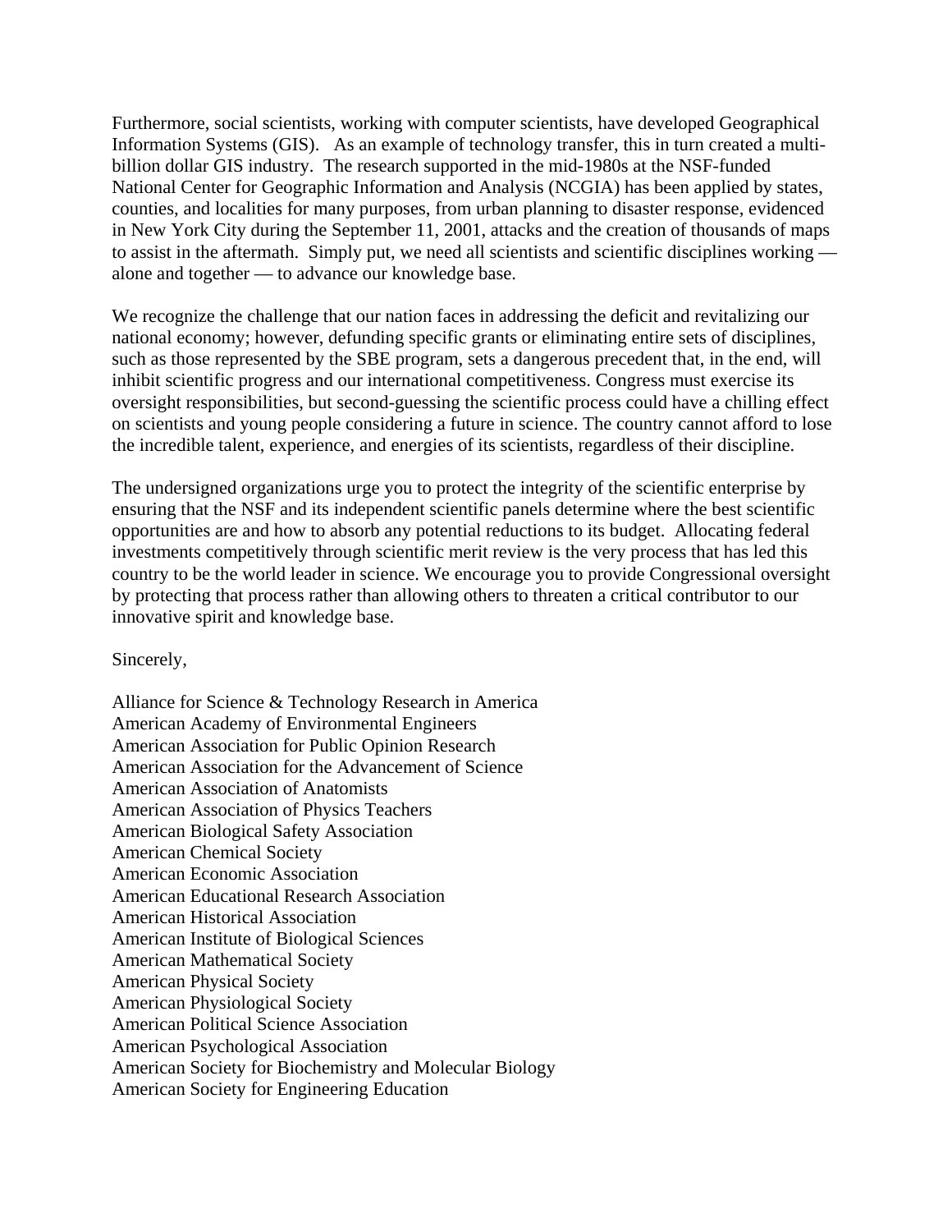Furthermore, social scientists, working with computer scientists, have developed Geographical Information Systems (GIS). As an example of technology transfer, this in turn created a multi-billion dollar GIS industry. The research supported in the mid-1980s at the NSF-funded National Center for Geographic Information and Analysis (NCGIA) has been applied by states, counties, and localities for many purposes, from urban planning to disaster response, evidenced in New York City during the September 11, 2001, attacks and the creation of thousands of maps to assist in the aftermath. Simply put, we need all scientists and scientific disciplines working — alone and together — to advance our knowledge base.

We recognize the challenge that our nation faces in addressing the deficit and revitalizing our national economy; however, defunding specific grants or eliminating entire sets of disciplines, such as those represented by the SBE program, sets a dangerous precedent that, in the end, will inhibit scientific progress and our international competitiveness. Congress must exercise its oversight responsibilities, but second-guessing the scientific process could have a chilling effect on scientists and young people considering a future in science. The country cannot afford to lose the incredible talent, experience, and energies of its scientists, regardless of their discipline.

The undersigned organizations urge you to protect the integrity of the scientific enterprise by ensuring that the NSF and its independent scientific panels determine where the best scientific opportunities are and how to absorb any potential reductions to its budget. Allocating federal investments competitively through scientific merit review is the very process that has led this country to be the world leader in science. We encourage you to provide Congressional oversight by protecting that process rather than allowing others to threaten a critical contributor to our innovative spirit and knowledge base.

Sincerely,

Alliance for Science & Technology Research in America
American Academy of Environmental Engineers
American Association for Public Opinion Research
American Association for the Advancement of Science
American Association of Anatomists
American Association of Physics Teachers
American Biological Safety Association
American Chemical Society
American Economic Association
American Educational Research Association
American Historical Association
American Institute of Biological Sciences
American Mathematical Society
American Physical Society
American Physiological Society
American Political Science Association
American Psychological Association
American Society for Biochemistry and Molecular Biology
American Society for Engineering Education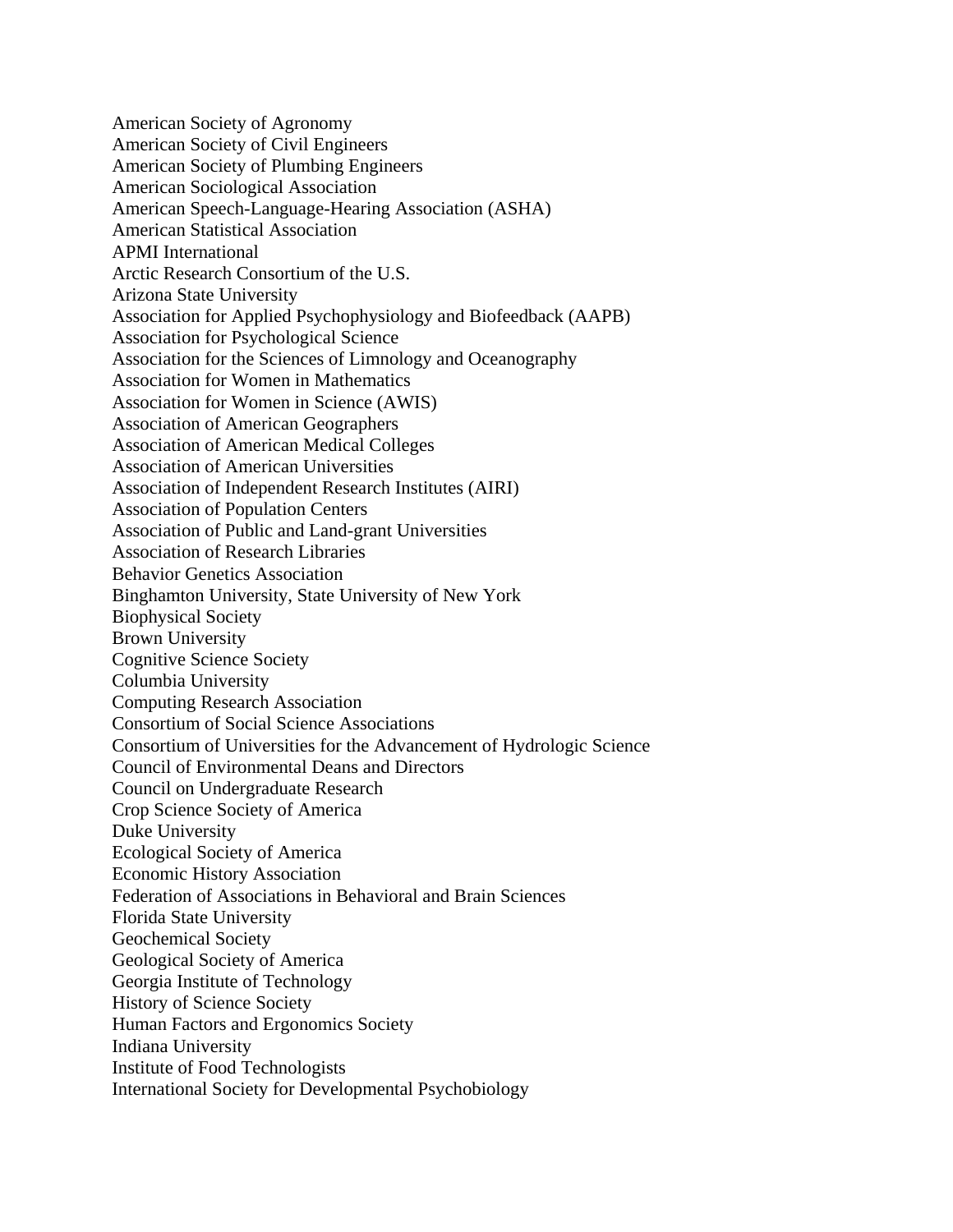American Society of Agronomy
American Society of Civil Engineers
American Society of Plumbing Engineers
American Sociological Association
American Speech-Language-Hearing Association (ASHA)
American Statistical Association
APMI International
Arctic Research Consortium of the U.S.
Arizona State University
Association for Applied Psychophysiology and Biofeedback (AAPB)
Association for Psychological Science
Association for the Sciences of Limnology and Oceanography
Association for Women in Mathematics
Association for Women in Science (AWIS)
Association of American Geographers
Association of American Medical Colleges
Association of American Universities
Association of Independent Research Institutes (AIRI)
Association of Population Centers
Association of Public and Land-grant Universities
Association of Research Libraries
Behavior Genetics Association
Binghamton University, State University of New York
Biophysical Society
Brown University
Cognitive Science Society
Columbia University
Computing Research Association
Consortium of Social Science Associations
Consortium of Universities for the Advancement of Hydrologic Science
Council of Environmental Deans and Directors
Council on Undergraduate Research
Crop Science Society of America
Duke University
Ecological Society of America
Economic History Association
Federation of Associations in Behavioral and Brain Sciences
Florida State University
Geochemical Society
Geological Society of America
Georgia Institute of Technology
History of Science Society
Human Factors and Ergonomics Society
Indiana University
Institute of Food Technologists
International Society for Developmental Psychobiology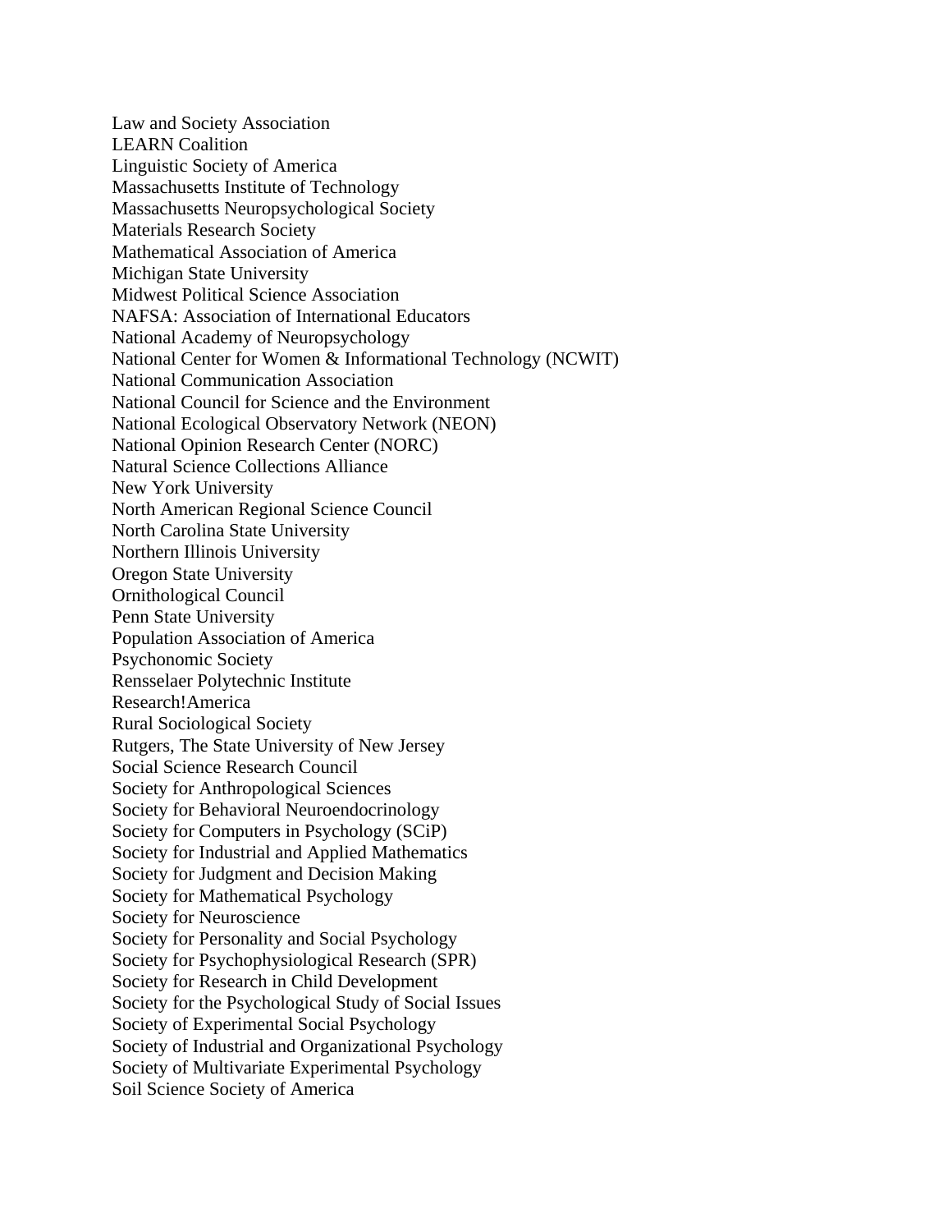Law and Society Association
LEARN Coalition
Linguistic Society of America
Massachusetts Institute of Technology
Massachusetts Neuropsychological Society
Materials Research Society
Mathematical Association of America
Michigan State University
Midwest Political Science Association
NAFSA: Association of International Educators
National Academy of Neuropsychology
National Center for Women & Informational Technology (NCWIT)
National Communication Association
National Council for Science and the Environment
National Ecological Observatory Network (NEON)
National Opinion Research Center (NORC)
Natural Science Collections Alliance
New York University
North American Regional Science Council
North Carolina State University
Northern Illinois University
Oregon State University
Ornithological Council
Penn State University
Population Association of America
Psychonomic Society
Rensselaer Polytechnic Institute
Research!America
Rural Sociological Society
Rutgers, The State University of New Jersey
Social Science Research Council
Society for Anthropological Sciences
Society for Behavioral Neuroendocrinology
Society for Computers in Psychology (SCiP)
Society for Industrial and Applied Mathematics
Society for Judgment and Decision Making
Society for Mathematical Psychology
Society for Neuroscience
Society for Personality and Social Psychology
Society for Psychophysiological Research (SPR)
Society for Research in Child Development
Society for the Psychological Study of Social Issues
Society of Experimental Social Psychology
Society of Industrial and Organizational Psychology
Society of Multivariate Experimental Psychology
Soil Science Society of America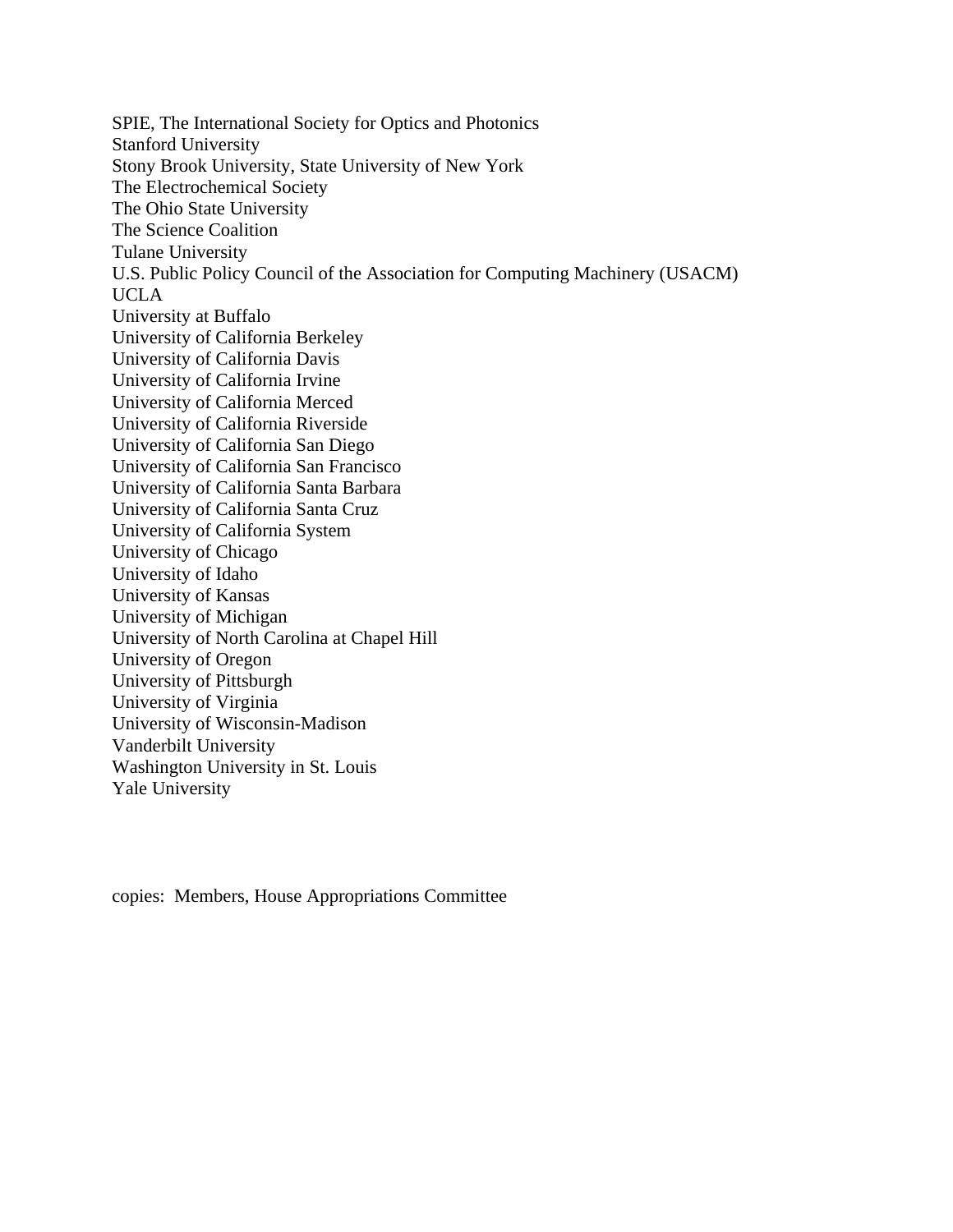SPIE, The International Society for Optics and Photonics
Stanford University
Stony Brook University, State University of New York
The Electrochemical Society
The Ohio State University
The Science Coalition
Tulane University
U.S. Public Policy Council of the Association for Computing Machinery (USACM)
UCLA
University at Buffalo
University of California Berkeley
University of California Davis
University of California Irvine
University of California Merced
University of California Riverside
University of California San Diego
University of California San Francisco
University of California Santa Barbara
University of California Santa Cruz
University of California System
University of Chicago
University of Idaho
University of Kansas
University of Michigan
University of North Carolina at Chapel Hill
University of Oregon
University of Pittsburgh
University of Virginia
University of Wisconsin-Madison
Vanderbilt University
Washington University in St. Louis
Yale University

copies: Members, House Appropriations Committee